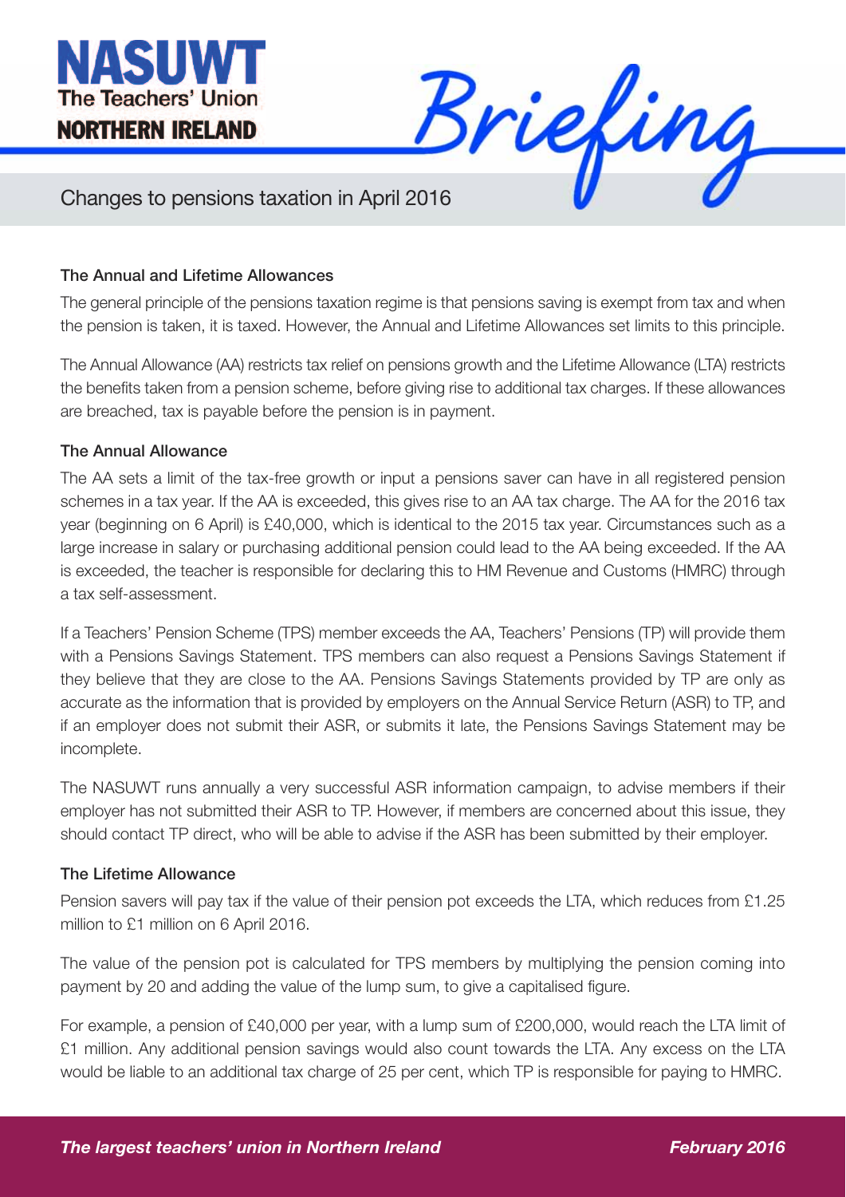# NASUWT The Teachers' Union NORTHERN IRELAND

# Briefing

## Changes to pensions taxation in April 2016

### The Annual and Lifetime Allowances

The general principle of the pensions taxation regime is that pensions saving is exempt from tax and when the pension is taken, it is taxed. However, the Annual and Lifetime Allowances set limits to this principle.

The Annual Allowance (AA) restricts tax relief on pensions growth and the Lifetime Allowance (LTA) restricts the benefits taken from a pension scheme, before giving rise to additional tax charges. If these allowances are breached, tax is payable before the pension is in payment.

### The Annual Allowance

The AA sets a limit of the tax-free growth or input a pensions saver can have in all registered pension schemes in a tax year. If the AA is exceeded, this gives rise to an AA tax charge. The AA for the 2016 tax year (beginning on 6 April) is £40,000, which is identical to the 2015 tax year. Circumstances such as a large increase in salary or purchasing additional pension could lead to the AA being exceeded. If the AA is exceeded, the teacher is responsible for declaring this to HM Revenue and Customs (HMRC) through a tax self-assessment.

If a Teachers' Pension Scheme (TPS) member exceeds the AA, Teachers' Pensions (TP) will provide them with a Pensions Savings Statement. TPS members can also request a Pensions Savings Statement if they believe that they are close to the AA. Pensions Savings Statements provided by TP are only as accurate as the information that is provided by employers on the Annual Service Return (ASR) to TP, and if an employer does not submit their ASR, or submits it late, the Pensions Savings Statement may be incomplete.

The NASUWT runs annually a very successful ASR information campaign, to advise members if their employer has not submitted their ASR to TP. However, if members are concerned about this issue, they should contact TP direct, who will be able to advise if the ASR has been submitted by their employer.

### The Lifetime Allowance

Pension savers will pay tax if the value of their pension pot exceeds the LTA, which reduces from £1.25 million to £1 million on 6 April 2016.

The value of the pension pot is calculated for TPS members by multiplying the pension coming into payment by 20 and adding the value of the lump sum, to give a capitalised figure.

For example, a pension of £40,000 per year, with a lump sum of £200,000, would reach the LTA limit of £1 million. Any additional pension savings would also count towards the LTA. Any excess on the LTA would be liable to an additional tax charge of 25 per cent, which TP is responsible for paying to HMRC.

*The largest teachers' union in Northern Ireland* *February 2016*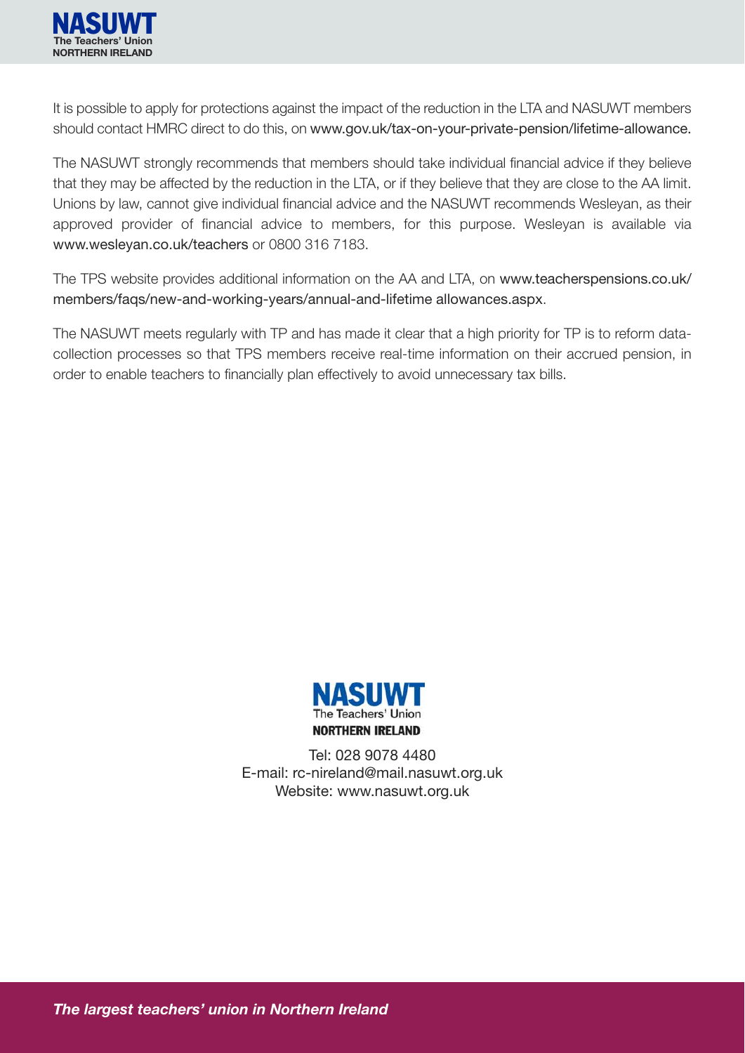It is possible to apply for protections against the impact of the reduction in the LTA and NASUWT members should contact HMRC direct to do this, on www.gov.uk/tax-on-your-private-pension/lifetime-allowance.

The NASUWT strongly recommends that members should take individual financial advice if they believe that they may be affected by the reduction in the LTA, or if they believe that they are close to the AA limit. Unions by law, cannot give individual financial advice and the NASUWT recommends Wesleyan, as their approved provider of financial advice to members, for this purpose. Wesleyan is available via www.wesleyan.co.uk/teachers or 0800 316 7183.

The TPS website provides additional information on the AA and LTA, on www.teacherspensions.co.uk/members/faqs/new-and-working-years/annual-and-lifetime allowances.aspx.

The NASUWT meets regularly with TP and has made it clear that a high priority for TP is to reform data-collection processes so that TPS members receive real-time information on their accrued pension, in order to enable teachers to financially plan effectively to avoid unnecessary tax bills.

**NASUWT**
The Teachers' Union
**NORTHERN IRELAND**

Tel: 028 9078 4480
E-mail: rc-nireland@mail.nasuwt.org.uk
Website: www.nasuwt.org.uk

***The largest teachers' union in Northern Ireland***